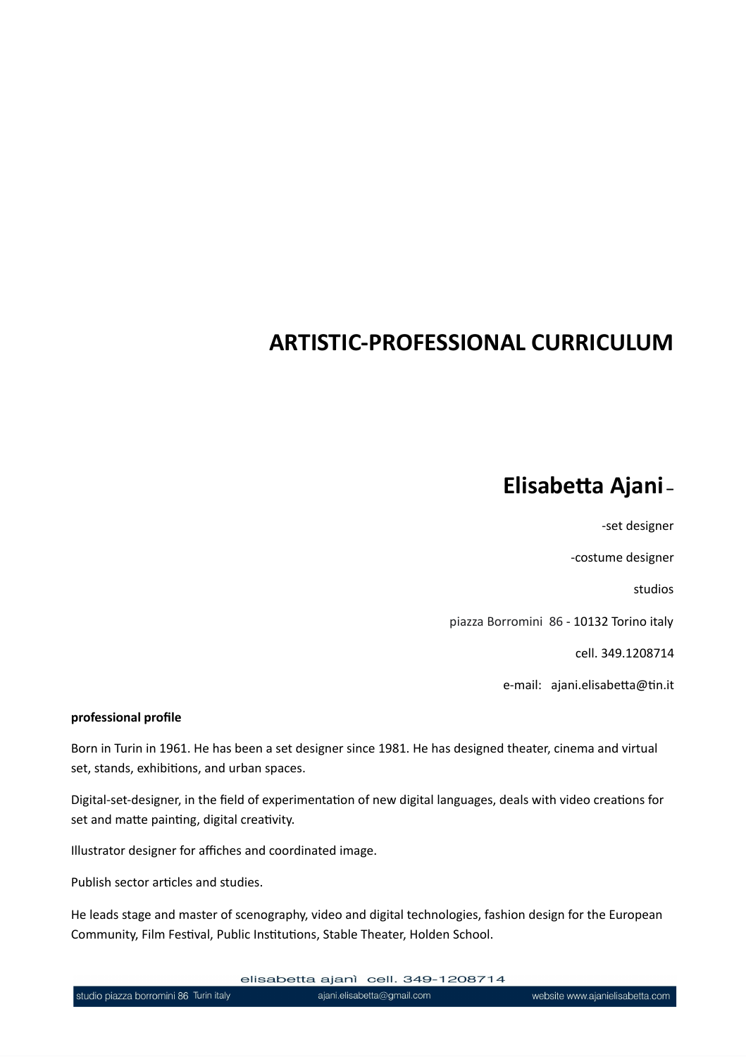# ARTISTIC-PROFESSIONAL CURRICULUM

## Elisabetta Ajani –

-set designer

-costume designer

studios

piazza Borromini 86 - 10132 Torino italy

cell. 349.1208714

e-mail: ajani.elisabetta@tin.it

**professional profile**

Born in Turin in 1961. He has been a set designer since 1981. He has designed theater, cinema and virtual set, stands, exhibitions, and urban spaces.

Digital-set-designer, in the field of experimentation of new digital languages, deals with video creations for set and matte painting, digital creativity.

Illustrator designer for affiches and coordinated image.

Publish sector articles and studies.

He leads stage and master of scenography, video and digital technologies, fashion design for the European Community, Film Festival, Public Institutions, Stable Theater, Holden School.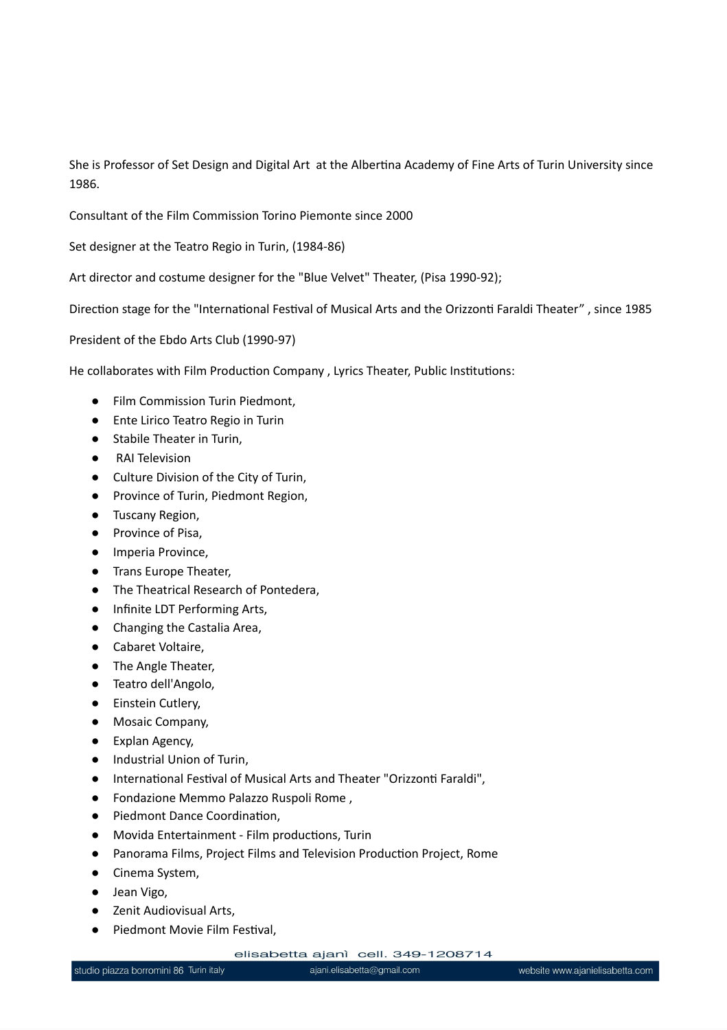She is Professor of Set Design and Digital Art at the Albertina Academy of Fine Arts of Turin University since 1986.

Consultant of the Film Commission Torino Piemonte since 2000

Set designer at the Teatro Regio in Turin, (1984-86)

Art director and costume designer for the "Blue Velvet" Theater, (Pisa 1990-92);

Direction stage for the "International Festival of Musical Arts and the Orizzonti Faraldi Theater" , since 1985

President of the Ebdo Arts Club (1990-97)

He collaborates with Film Production Company , Lyrics Theater, Public Institutions:

- Film Commission Turin Piedmont,
- Ente Lirico Teatro Regio in Turin
- Stabile Theater in Turin,
- RAI Television
- Culture Division of the City of Turin,
- Province of Turin, Piedmont Region,
- Tuscany Region,
- Province of Pisa,
- Imperia Province,
- Trans Europe Theater,
- The Theatrical Research of Pontedera,
- Infinite LDT Performing Arts,
- Changing the Castalia Area,
- Cabaret Voltaire,
- The Angle Theater,
- Teatro dell'Angolo,
- Einstein Cutlery,
- Mosaic Company,
- Explan Agency,
- Industrial Union of Turin,
- International Festival of Musical Arts and Theater "Orizzonti Faraldi",
- Fondazione Memmo Palazzo Ruspoli Rome ,
- Piedmont Dance Coordination,
- Movida Entertainment - Film productions, Turin
- Panorama Films, Project Films and Television Production Project, Rome
- Cinema System,
- Jean Vigo,
- Zenit Audiovisual Arts,
- Piedmont Movie Film Festival,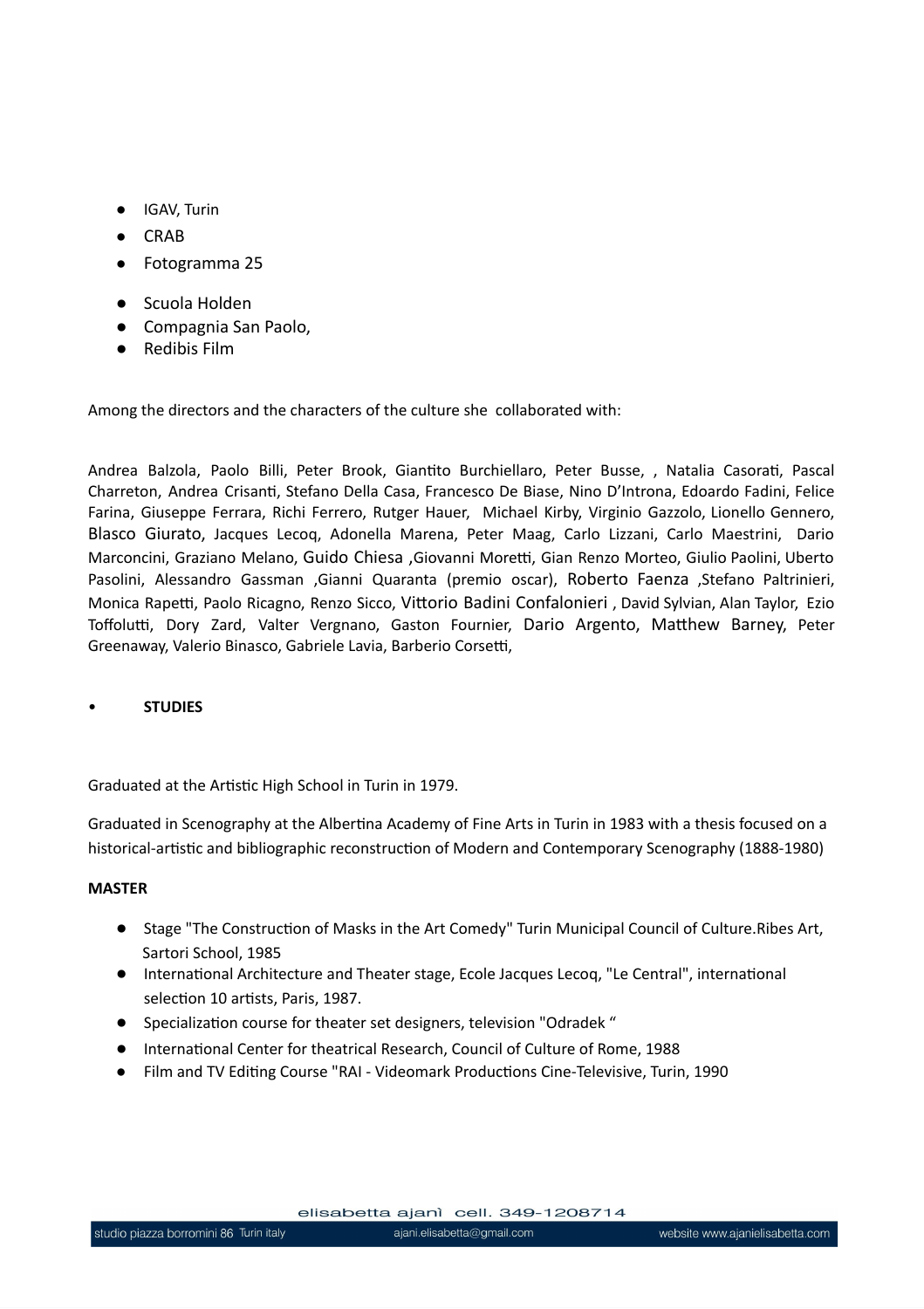- IGAV, Turin
- CRAB
- Fotogramma 25
- Scuola Holden
- Compagnia San Paolo,
- Redibis Film

Among the directors and the characters of the culture she collaborated with:

Andrea Balzola, Paolo Billi, Peter Brook, Giantito Burchiellaro, Peter Busse, , Natalia Casorati, Pascal Charreton, Andrea Crisanti, Stefano Della Casa, Francesco De Biase, Nino D'Introna, Edoardo Fadini, Felice Farina, Giuseppe Ferrara, Richi Ferrero, Rutger Hauer, Michael Kirby, Virginio Gazzolo, Lionello Gennero, Blasco Giurato, Jacques Lecoq, Adonella Marena, Peter Maag, Carlo Lizzani, Carlo Maestrini, Dario Marconcini, Graziano Melano, Guido Chiesa ,Giovanni Moretti, Gian Renzo Morteo, Giulio Paolini, Uberto Pasolini, Alessandro Gassman ,Gianni Quaranta (premio oscar), Roberto Faenza ,Stefano Paltrinieri, Monica Rapetti, Paolo Ricagno, Renzo Sicco, Vittorio Badini Confalonieri , David Sylvian, Alan Taylor, Ezio Toffolutti, Dory Zard, Valter Vergnano, Gaston Fournier, Dario Argento, Matthew Barney, Peter Greenaway, Valerio Binasco, Gabriele Lavia, Barberio Corsetti,

- **STUDIES**

Graduated at the Artistic High School in Turin in 1979.

Graduated in Scenography at the Albertina Academy of Fine Arts in Turin in 1983 with a thesis focused on a historical-artistic and bibliographic reconstruction of Modern and Contemporary Scenography (1888-1980)

**MASTER**

- Stage "The Construction of Masks in the Art Comedy" Turin Municipal Council of Culture.Ribes Art, Sartori School, 1985
- International Architecture and Theater stage, Ecole Jacques Lecoq, "Le Central", international selection 10 artists, Paris, 1987.
- Specialization course for theater set designers, television "Odradek "
- International Center for theatrical Research, Council of Culture of Rome, 1988
- Film and TV Editing Course "RAI - Videomark Productions Cine-Televisive, Turin, 1990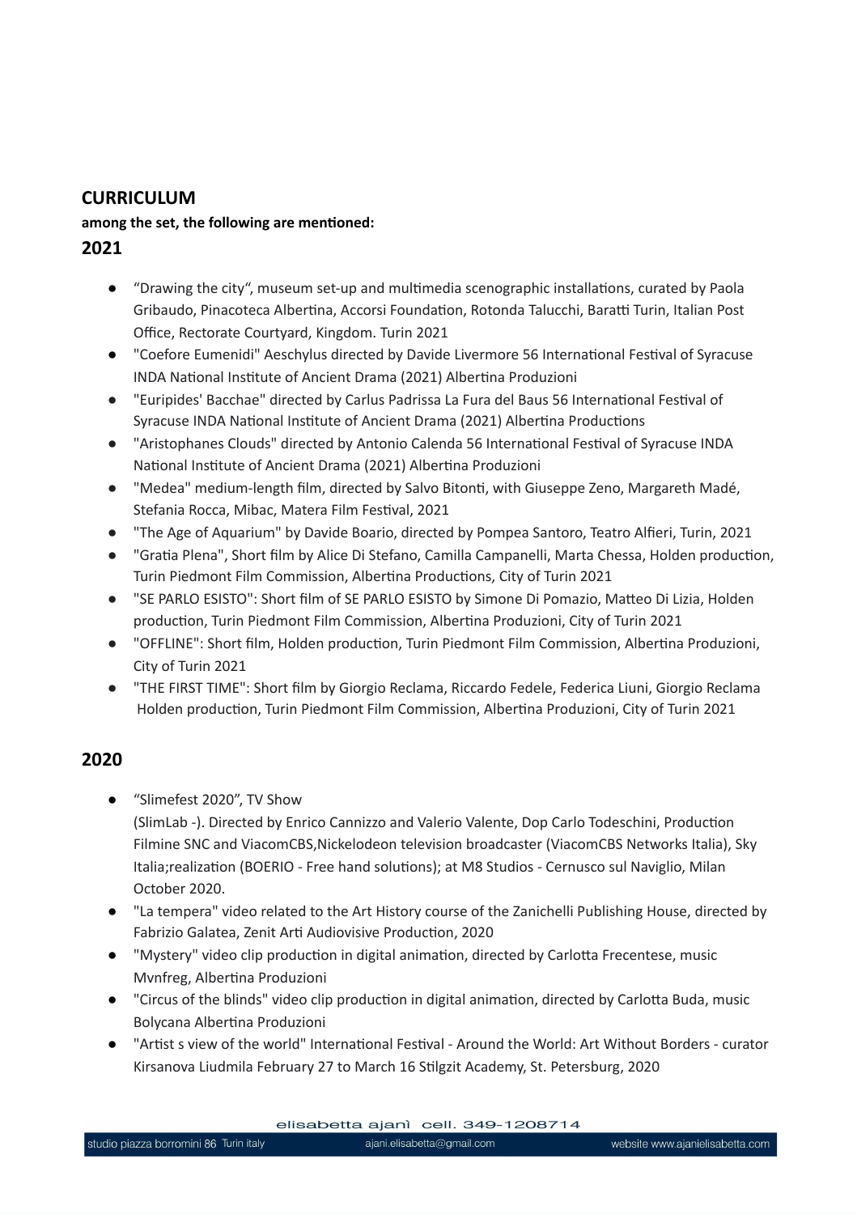## CURRICULUM

**among the set, the following are mentioned:**

## 2021

- “Drawing the city”, museum set-up and multimedia scenographic installations, curated by Paola Gribaudo, Pinacoteca Albertina, Accorsi Foundation, Rotonda Talucchi, Baratti Turin, Italian Post Office, Rectorate Courtyard, Kingdom. Turin 2021
- "Coefore Eumenidi" Aeschylus directed by Davide Livermore 56 International Festival of Syracuse INDA National Institute of Ancient Drama (2021) Albertina Produzioni
- "Euripides' Bacchae" directed by Carlus Padrissa La Fura del Baus 56 International Festival of Syracuse INDA National Institute of Ancient Drama (2021) Albertina Productions
- "Aristophanes Clouds" directed by Antonio Calenda 56 International Festival of Syracuse INDA National Institute of Ancient Drama (2021) Albertina Produzioni
- "Medea" medium-length film, directed by Salvo Bitonti, with Giuseppe Zeno, Margareth Madé, Stefania Rocca, Mibac, Matera Film Festival, 2021
- "The Age of Aquarium" by Davide Boario, directed by Pompea Santoro, Teatro Alfieri, Turin, 2021
- "Gratia Plena", Short film by Alice Di Stefano, Camilla Campanelli, Marta Chessa, Holden production, Turin Piedmont Film Commission, Albertina Productions, City of Turin 2021
- "SE PARLO ESISTO": Short film of SE PARLO ESISTO by Simone Di Pomazio, Matteo Di Lizia, Holden production, Turin Piedmont Film Commission, Albertina Produzioni, City of Turin 2021
- "OFFLINE": Short film, Holden production, Turin Piedmont Film Commission, Albertina Produzioni, City of Turin 2021
- "THE FIRST TIME": Short film by Giorgio Reclama, Riccardo Fedele, Federica Liuni, Giorgio Reclama Holden production, Turin Piedmont Film Commission, Albertina Produzioni, City of Turin 2021

## 2020

- “Slimefest 2020”, TV Show (SlimLab -). Directed by Enrico Cannizzo and Valerio Valente, Dop Carlo Todeschini, Production Filmine SNC and ViacomCBS,Nickelodeon television broadcaster (ViacomCBS Networks Italia), Sky Italia;realization (BOERIO - Free hand solutions); at M8 Studios - Cernusco sul Naviglio, Milan October 2020.
- "La tempera" video related to the Art History course of the Zanichelli Publishing House, directed by Fabrizio Galatea, Zenit Arti Audiovisive Production, 2020
- "Mystery" video clip production in digital animation, directed by Carlotta Frecentese, music Mvnfreg, Albertina Produzioni
- "Circus of the blinds" video clip production in digital animation, directed by Carlotta Buda, music Bolycana Albertina Produzioni
- "Artist s view of the world" International Festival - Around the World: Art Without Borders - curator Kirsanova Liudmila February 27 to March 16 Stilgzit Academy, St. Petersburg, 2020

elisabetta ajanì cell. 349-1208714

studio piazza borromini 86 Turin italy | ajani.elisabetta@gmail.com | website www.ajanielisabetta.com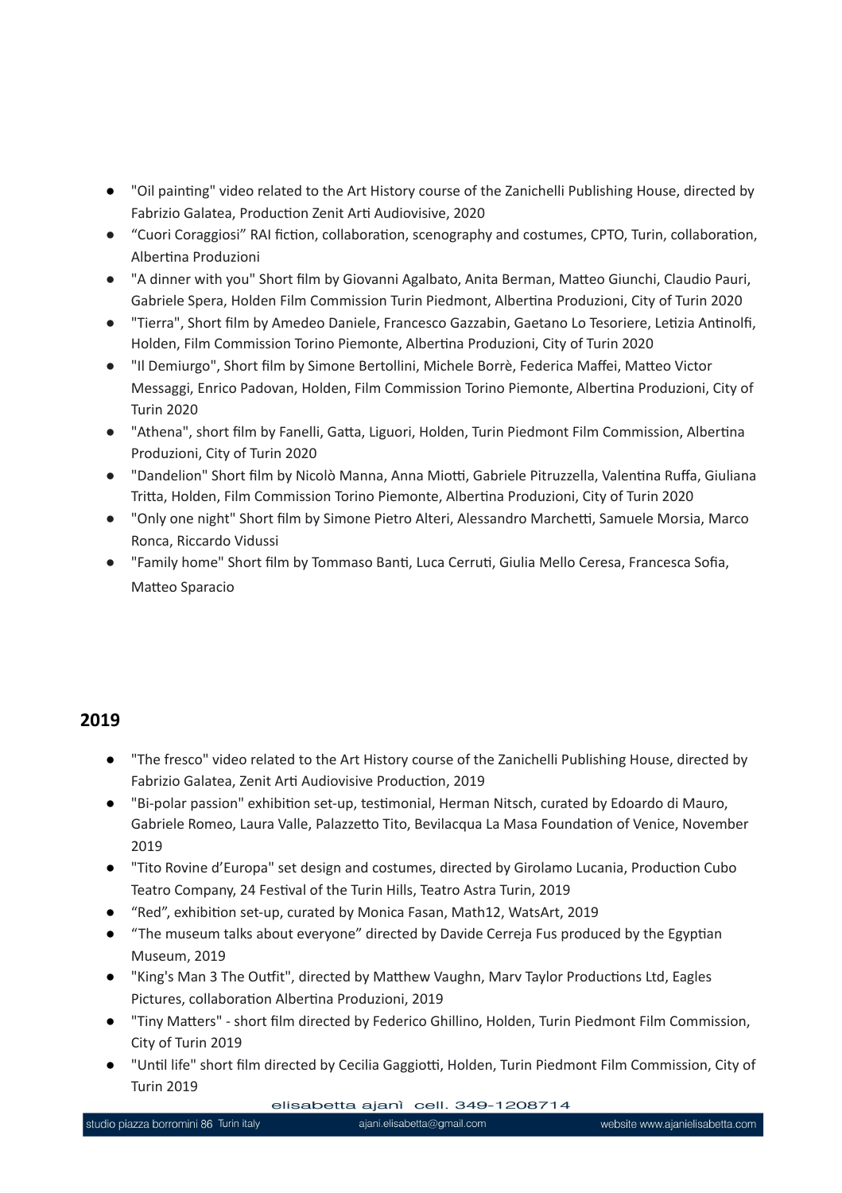- "Oil painting" video related to the Art History course of the Zanichelli Publishing House, directed by Fabrizio Galatea, Production Zenit Arti Audiovisive, 2020
- "Cuori Coraggiosi" RAI fiction, collaboration, scenography and costumes, CPTO, Turin, collaboration, Albertina Produzioni
- "A dinner with you" Short film by Giovanni Agalbato, Anita Berman, Matteo Giunchi, Claudio Pauri, Gabriele Spera, Holden Film Commission Turin Piedmont, Albertina Produzioni, City of Turin 2020
- "Tierra", Short film by Amedeo Daniele, Francesco Gazzabin, Gaetano Lo Tesoriere, Letizia Antinolfi, Holden, Film Commission Torino Piemonte, Albertina Produzioni, City of Turin 2020
- "Il Demiurgo", Short film by Simone Bertollini, Michele Borrè, Federica Maffei, Matteo Victor Messaggi, Enrico Padovan, Holden, Film Commission Torino Piemonte, Albertina Produzioni, City of Turin 2020
- "Athena", short film by Fanelli, Gatta, Liguori, Holden, Turin Piedmont Film Commission, Albertina Produzioni, City of Turin 2020
- "Dandelion" Short film by Nicolò Manna, Anna Miotti, Gabriele Pitruzzella, Valentina Ruffa, Giuliana Tritta, Holden, Film Commission Torino Piemonte, Albertina Produzioni, City of Turin 2020
- "Only one night" Short film by Simone Pietro Alteri, Alessandro Marchetti, Samuele Morsia, Marco Ronca, Riccardo Vidussi
- "Family home" Short film by Tommaso Banti, Luca Cerruti, Giulia Mello Ceresa, Francesca Sofia, Matteo Sparacio

## 2019

- "The fresco" video related to the Art History course of the Zanichelli Publishing House, directed by Fabrizio Galatea, Zenit Arti Audiovisive Production, 2019
- "Bi-polar passion" exhibition set-up, testimonial, Herman Nitsch, curated by Edoardo di Mauro, Gabriele Romeo, Laura Valle, Palazzetto Tito, Bevilacqua La Masa Foundation of Venice, November 2019
- "Tito Rovine d'Europa" set design and costumes, directed by Girolamo Lucania, Production Cubo Teatro Company, 24 Festival of the Turin Hills, Teatro Astra Turin, 2019
- "Red", exhibition set-up, curated by Monica Fasan, Math12, WatsArt, 2019
- "The museum talks about everyone" directed by Davide Cerreja Fus produced by the Egyptian Museum, 2019
- "King's Man 3 The Outfit", directed by Matthew Vaughn, Marv Taylor Productions Ltd, Eagles Pictures, collaboration Albertina Produzioni, 2019
- "Tiny Matters" - short film directed by Federico Ghillino, Holden, Turin Piedmont Film Commission, City of Turin 2019
- "Until life" short film directed by Cecilia Gaggiotti, Holden, Turin Piedmont Film Commission, City of Turin 2019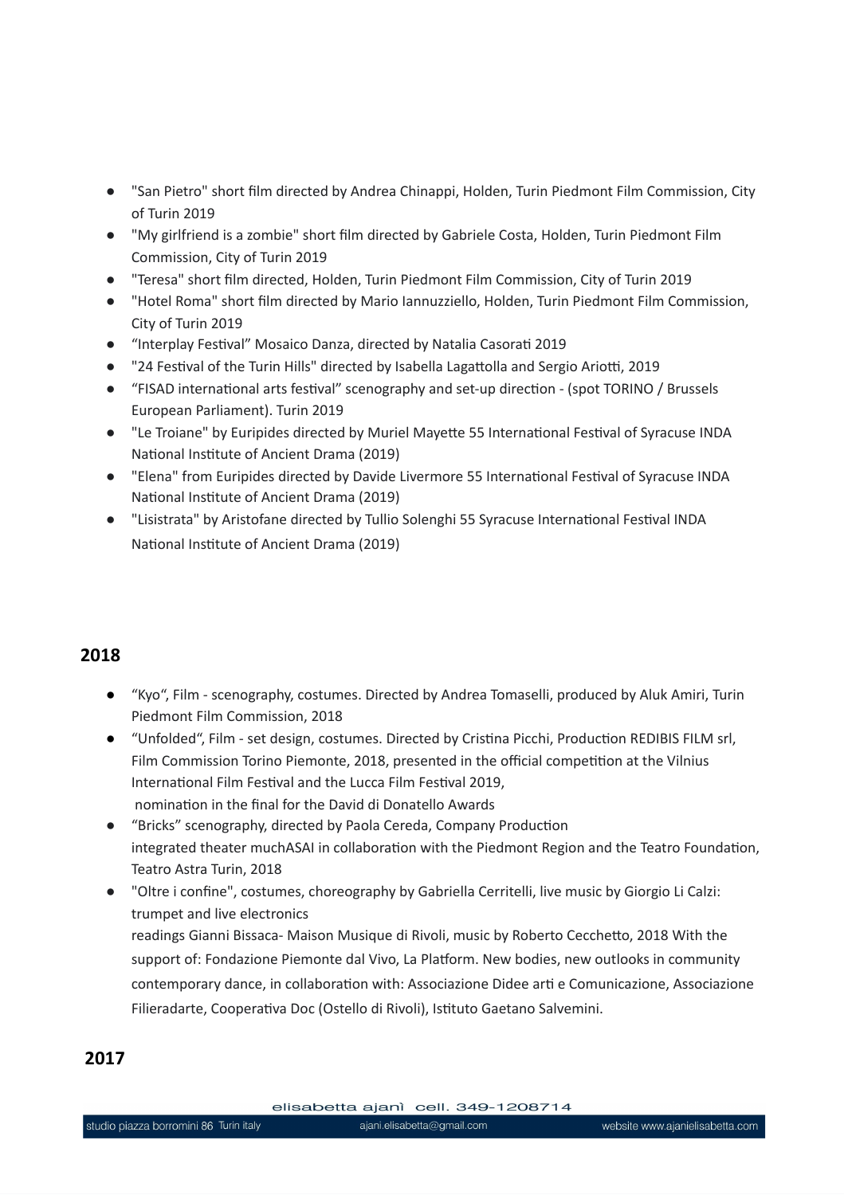- "San Pietro" short film directed by Andrea Chinappi, Holden, Turin Piedmont Film Commission, City of Turin 2019
- "My girlfriend is a zombie" short film directed by Gabriele Costa, Holden, Turin Piedmont Film Commission, City of Turin 2019
- "Teresa" short film directed, Holden, Turin Piedmont Film Commission, City of Turin 2019
- "Hotel Roma" short film directed by Mario Iannuzziello, Holden, Turin Piedmont Film Commission, City of Turin 2019
- “Interplay Festival” Mosaico Danza, directed by Natalia Casorati 2019
- "24 Festival of the Turin Hills" directed by Isabella Lagattolla and Sergio Ariotti, 2019
- “FISAD international arts festival” scenography and set-up direction - (spot TORINO / Brussels European Parliament). Turin 2019
- "Le Troiane" by Euripides directed by Muriel Mayette 55 International Festival of Syracuse INDA National Institute of Ancient Drama (2019)
- "Elena" from Euripides directed by Davide Livermore 55 International Festival of Syracuse INDA National Institute of Ancient Drama (2019)
- "Lisistrata" by Aristofane directed by Tullio Solenghi 55 Syracuse International Festival INDA National Institute of Ancient Drama (2019)

## 2018

- “Kyo“, Film - scenography, costumes. Directed by Andrea Tomaselli, produced by Aluk Amiri, Turin Piedmont Film Commission, 2018
- “Unfolded“, Film - set design, costumes. Directed by Cristina Picchi, Production REDIBIS FILM srl, Film Commission Torino Piemonte, 2018, presented in the official competition at the Vilnius International Film Festival and the Lucca Film Festival 2019, nomination in the final for the David di Donatello Awards
- “Bricks” scenography, directed by Paola Cereda, Company Production integrated theater muchASAI in collaboration with the Piedmont Region and the Teatro Foundation, Teatro Astra Turin, 2018
- "Oltre i confine", costumes, choreography by Gabriella Cerritelli, live music by Giorgio Li Calzi: trumpet and live electronics readings Gianni Bissaca- Maison Musique di Rivoli, music by Roberto Cecchetto, 2018 With the support of: Fondazione Piemonte dal Vivo, La Platform. New bodies, new outlooks in community contemporary dance, in collaboration with: Associazione Didee arti e Comunicazione, Associazione Filieradarte, Cooperativa Doc (Ostello di Rivoli), Istituto Gaetano Salvemini.

## 2017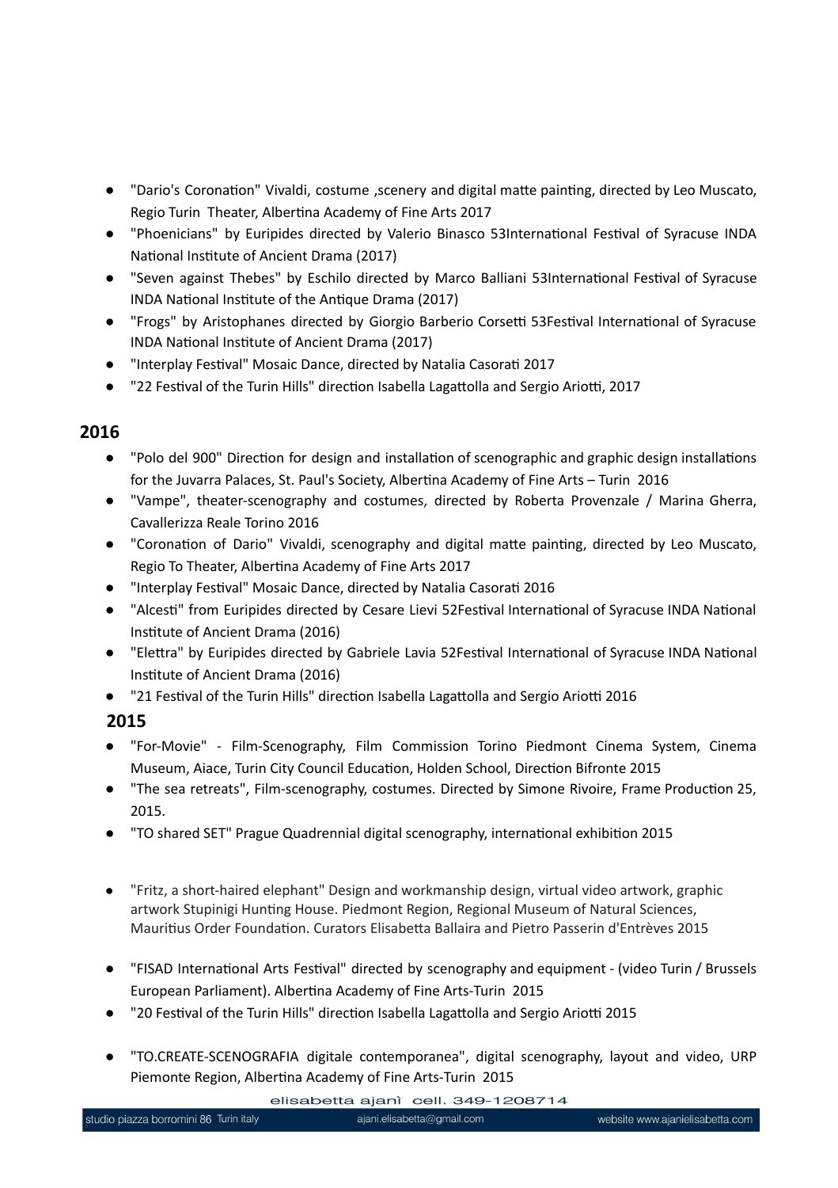- "Dario's Coronation" Vivaldi, costume ,scenery and digital matte painting, directed by Leo Muscato, Regio Turin Theater, Albertina Academy of Fine Arts 2017
- "Phoenicians" by Euripides directed by Valerio Binasco 53International Festival of Syracuse INDA National Institute of Ancient Drama (2017)
- "Seven against Thebes" by Eschilo directed by Marco Balliani 53International Festival of Syracuse INDA National Institute of the Antique Drama (2017)
- "Frogs" by Aristophanes directed by Giorgio Barberio Corsetti 53Festival International of Syracuse INDA National Institute of Ancient Drama (2017)
- "Interplay Festival" Mosaic Dance, directed by Natalia Casorati 2017
- "22 Festival of the Turin Hills" direction Isabella Lagattolla and Sergio Ariotti, 2017

## 2016

- "Polo del 900" Direction for design and installation of scenographic and graphic design installations for the Juvarra Palaces, St. Paul's Society, Albertina Academy of Fine Arts – Turin 2016
- "Vampe", theater-scenography and costumes, directed by Roberta Provenzale / Marina Gherra, Cavallerizza Reale Torino 2016
- "Coronation of Dario" Vivaldi, scenography and digital matte painting, directed by Leo Muscato, Regio To Theater, Albertina Academy of Fine Arts 2017
- "Interplay Festival" Mosaic Dance, directed by Natalia Casorati 2016
- "Alcesti" from Euripides directed by Cesare Lievi 52Festival International of Syracuse INDA National Institute of Ancient Drama (2016)
- "Elettra" by Euripides directed by Gabriele Lavia 52Festival International of Syracuse INDA National Institute of Ancient Drama (2016)
- "21 Festival of the Turin Hills" direction Isabella Lagattolla and Sergio Ariotti 2016

## 2015

- "For-Movie" - Film-Scenography, Film Commission Torino Piedmont Cinema System, Cinema Museum, Aiace, Turin City Council Education, Holden School, Direction Bifronte 2015
- "The sea retreats", Film-scenography, costumes. Directed by Simone Rivoire, Frame Production 25, 2015.
- "TO shared SET" Prague Quadrennial digital scenography, international exhibition 2015
- "Fritz, a short-haired elephant" Design and workmanship design, virtual video artwork, graphic artwork Stupinigi Hunting House. Piedmont Region, Regional Museum of Natural Sciences, Mauritius Order Foundation. Curators Elisabetta Ballaira and Pietro Passerin d'Entrèves 2015
- "FISAD International Arts Festival" directed by scenography and equipment - (video Turin / Brussels European Parliament). Albertina Academy of Fine Arts-Turin 2015
- "20 Festival of the Turin Hills" direction Isabella Lagattolla and Sergio Ariotti 2015
- "TO.CREATE-SCENOGRAFIA digitale contemporanea", digital scenography, layout and video, URP Piemonte Region, Albertina Academy of Fine Arts-Turin 2015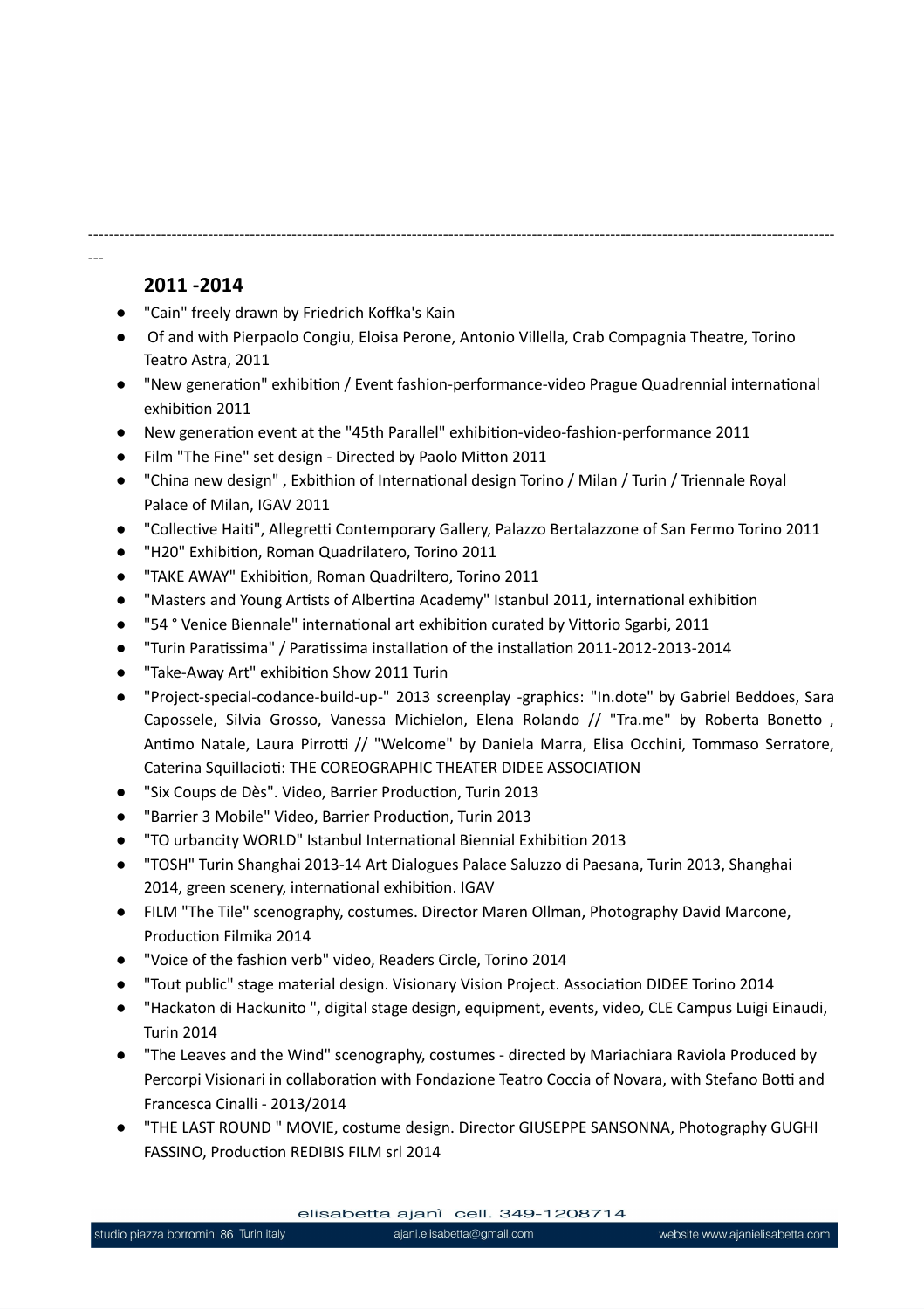---

## 2011 -2014

- "Cain" freely drawn by Friedrich Koffka's Kain
- Of and with Pierpaolo Congiu, Eloisa Perone, Antonio Villella, Crab Compagnia Theatre, Torino Teatro Astra, 2011
- "New generation" exhibition / Event fashion-performance-video Prague Quadrennial international exhibition 2011
- New generation event at the "45th Parallel" exhibition-video-fashion-performance 2011
- Film "The Fine" set design - Directed by Paolo Mitton 2011
- "China new design" , Exbithion of International design Torino / Milan / Turin / Triennale Royal Palace of Milan, IGAV 2011
- "Collective Haiti", Allegretti Contemporary Gallery, Palazzo Bertalazzone of San Fermo Torino 2011
- "H20" Exhibition, Roman Quadrilatero, Torino 2011
- "TAKE AWAY" Exhibition, Roman Quadriltero, Torino 2011
- "Masters and Young Artists of Albertina Academy" Istanbul 2011, international exhibition
- "54 ° Venice Biennale" international art exhibition curated by Vittorio Sgarbi, 2011
- "Turin Paratissima" / Paratissima installation of the installation 2011-2012-2013-2014
- "Take-Away Art" exhibition Show 2011 Turin
- "Project-special-codance-build-up-" 2013 screenplay -graphics: "In.dote" by Gabriel Beddoes, Sara Capossele, Silvia Grosso, Vanessa Michielon, Elena Rolando // "Tra.me" by Roberta Bonetto , Antimo Natale, Laura Pirrotti // "Welcome" by Daniela Marra, Elisa Occhini, Tommaso Serratore, Caterina Squillacioti: THE COREOGRAPHIC THEATER DIDEE ASSOCIATION
- "Six Coups de Dès". Video, Barrier Production, Turin 2013
- "Barrier 3 Mobile" Video, Barrier Production, Turin 2013
- "TO urbancity WORLD" Istanbul International Biennial Exhibition 2013
- "TOSH" Turin Shanghai 2013-14 Art Dialogues Palace Saluzzo di Paesana, Turin 2013, Shanghai 2014, green scenery, international exhibition. IGAV
- FILM "The Tile" scenography, costumes. Director Maren Ollman, Photography David Marcone, Production Filmika 2014
- "Voice of the fashion verb" video, Readers Circle, Torino 2014
- "Tout public" stage material design. Visionary Vision Project. Association DIDEE Torino 2014
- "Hackaton di Hackunito ", digital stage design, equipment, events, video, CLE Campus Luigi Einaudi, Turin 2014
- "The Leaves and the Wind" scenography, costumes - directed by Mariachiara Raviola Produced by Percorpi Visionari in collaboration with Fondazione Teatro Coccia of Novara, with Stefano Botti and Francesca Cinalli - 2013/2014
- "THE LAST ROUND " MOVIE, costume design. Director GIUSEPPE SANSONNA, Photography GUGHI FASSINO, Production REDIBIS FILM srl 2014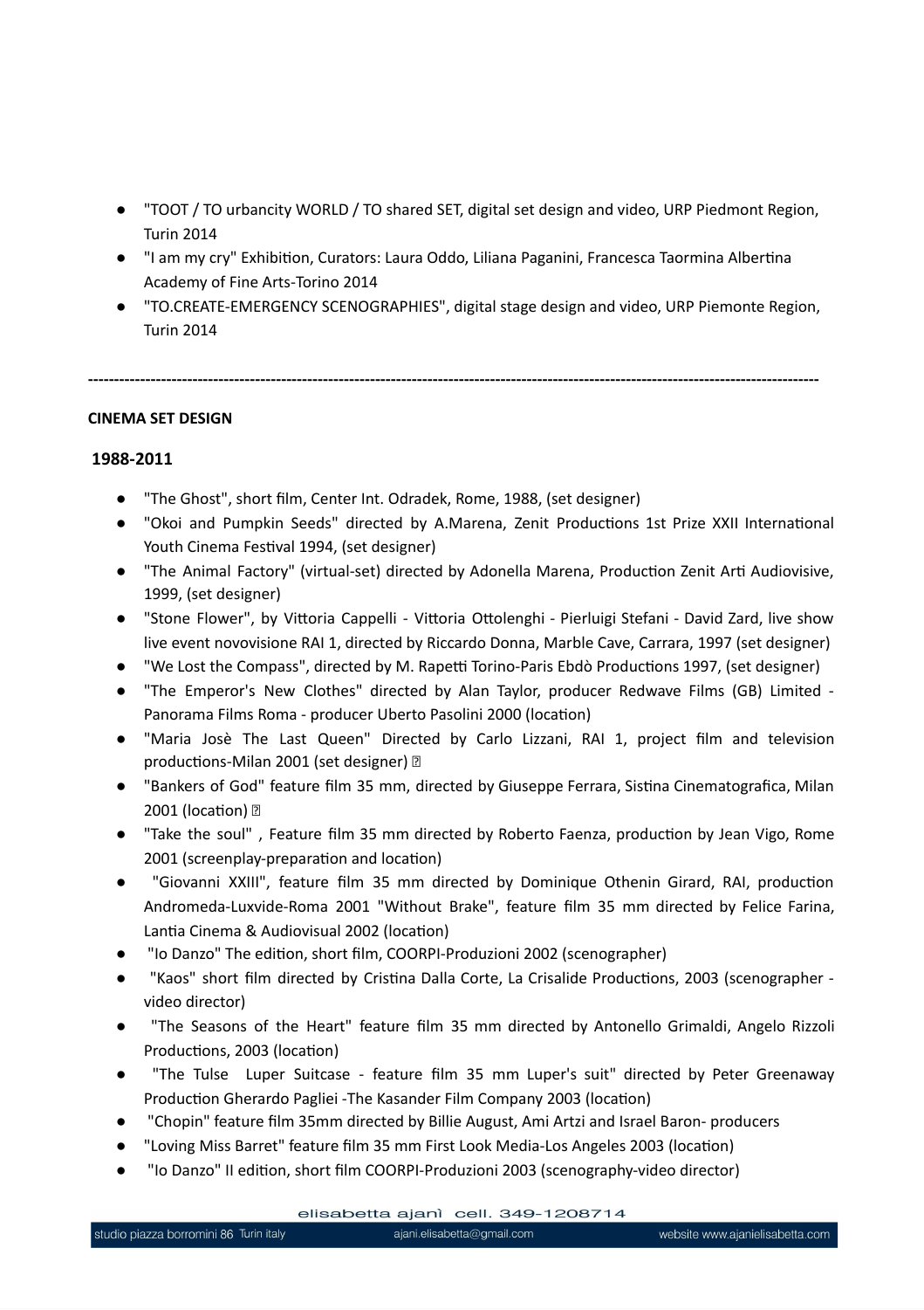- "TOOT / TO urbancity WORLD / TO shared SET, digital set design and video, URP Piedmont Region, Turin 2014
- "I am my cry" Exhibition, Curators: Laura Oddo, Liliana Paganini, Francesca Taormina Albertina Academy of Fine Arts-Torino 2014
- "TO.CREATE-EMERGENCY SCENOGRAPHIES", digital stage design and video, URP Piemonte Region, Turin 2014

---

**CINEMA SET DESIGN**

**1988-2011**

- "The Ghost", short film, Center Int. Odradek, Rome, 1988, (set designer)
- "Okoi and Pumpkin Seeds" directed by A.Marena, Zenit Productions 1st Prize XXII International Youth Cinema Festival 1994, (set designer)
- "The Animal Factory" (virtual-set) directed by Adonella Marena, Production Zenit Arti Audiovisive, 1999, (set designer)
- "Stone Flower", by Vittoria Cappelli - Vittoria Ottolenghi - Pierluigi Stefani - David Zard, live show live event novovisione RAI 1, directed by Riccardo Donna, Marble Cave, Carrara, 1997 (set designer)
- "We Lost the Compass", directed by M. Rapetti Torino-Paris Ebdò Productions 1997, (set designer)
- "The Emperor's New Clothes" directed by Alan Taylor, producer Redwave Films (GB) Limited - Panorama Films Roma - producer Uberto Pasolini 2000 (location)
- "Maria Josè The Last Queen" Directed by Carlo Lizzani, RAI 1, project film and television productions-Milan 2001 (set designer)
- "Bankers of God" feature film 35 mm, directed by Giuseppe Ferrara, Sistina Cinematografica, Milan 2001 (location)
- "Take the soul" , Feature film 35 mm directed by Roberto Faenza, production by Jean Vigo, Rome 2001 (screenplay-preparation and location)
- "Giovanni XXIII", feature film 35 mm directed by Dominique Othenin Girard, RAI, production Andromeda-Luxvide-Roma 2001 "Without Brake", feature film 35 mm directed by Felice Farina, Lantia Cinema & Audiovisual 2002 (location)
- "Io Danzo" The edition, short film, COORPI-Produzioni 2002 (scenographer)
- "Kaos" short film directed by Cristina Dalla Corte, La Crisalide Productions, 2003 (scenographer - video director)
- "The Seasons of the Heart" feature film 35 mm directed by Antonello Grimaldi, Angelo Rizzoli Productions, 2003 (location)
- "The Tulse Luper Suitcase - feature film 35 mm Luper's suit" directed by Peter Greenaway Production Gherardo Pagliei -The Kasander Film Company 2003 (location)
- "Chopin" feature film 35mm directed by Billie August, Ami Artzi and Israel Baron- producers
- "Loving Miss Barret" feature film 35 mm First Look Media-Los Angeles 2003 (location)
- "Io Danzo" II edition, short film COORPI-Produzioni 2003 (scenography-video director)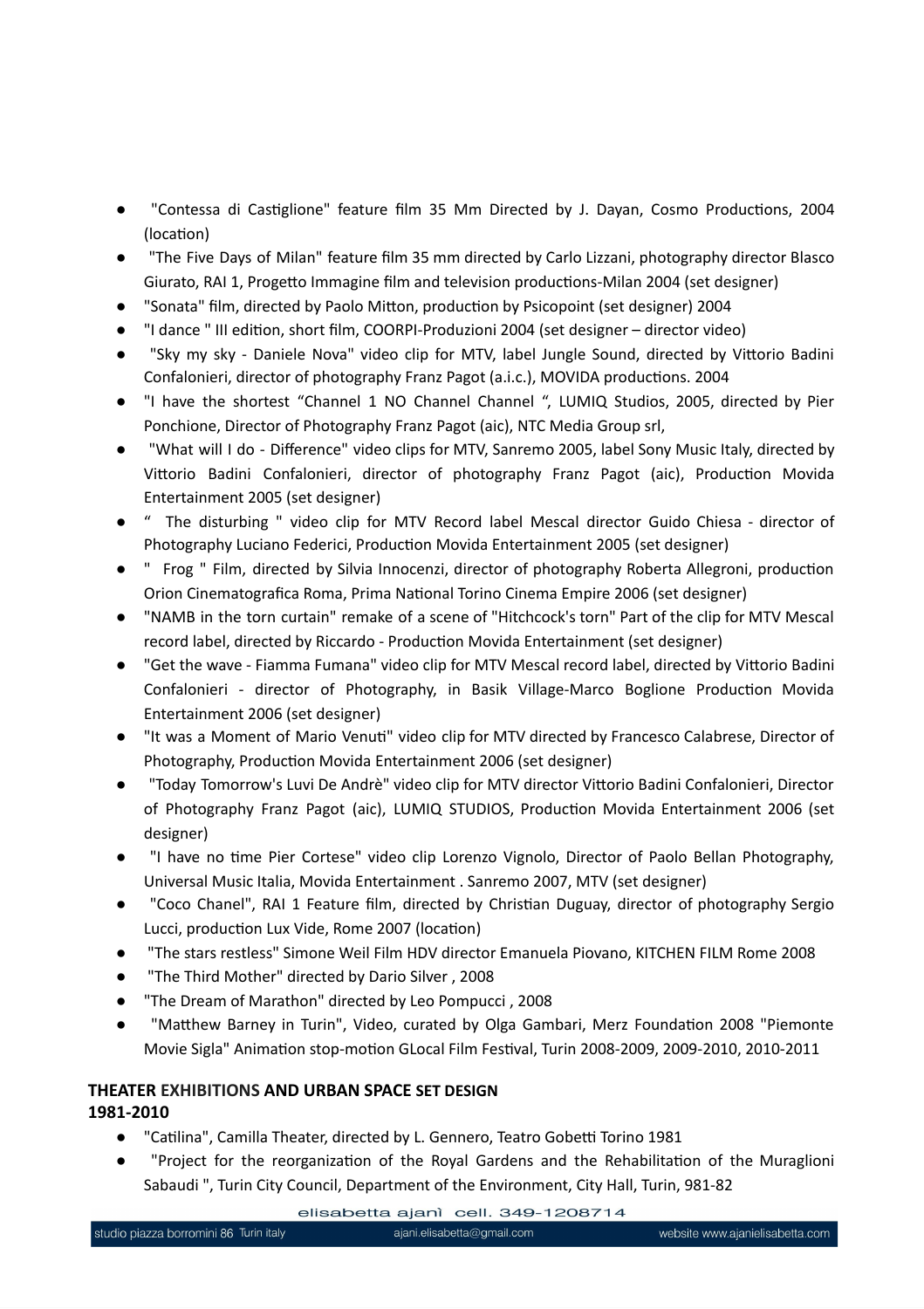- "Contessa di Castiglione" feature film 35 Mm Directed by J. Dayan, Cosmo Productions, 2004 (location)
- "The Five Days of Milan" feature film 35 mm directed by Carlo Lizzani, photography director Blasco Giurato, RAI 1, Progetto Immagine film and television productions-Milan 2004 (set designer)
- "Sonata" film, directed by Paolo Mitton, production by Psicopoint (set designer) 2004
- "I dance " III edition, short film, COORPI-Produzioni 2004 (set designer – director video)
- "Sky my sky - Daniele Nova" video clip for MTV, label Jungle Sound, directed by Vittorio Badini Confalonieri, director of photography Franz Pagot (a.i.c.), MOVIDA productions. 2004
- "I have the shortest "Channel 1 NO Channel Channel ", LUMIQ Studios, 2005, directed by Pier Ponchione, Director of Photography Franz Pagot (aic), NTC Media Group srl,
- "What will I do - Difference" video clips for MTV, Sanremo 2005, label Sony Music Italy, directed by Vittorio Badini Confalonieri, director of photography Franz Pagot (aic), Production Movida Entertainment 2005 (set designer)
- " The disturbing " video clip for MTV Record label Mescal director Guido Chiesa - director of Photography Luciano Federici, Production Movida Entertainment 2005 (set designer)
- " Frog " Film, directed by Silvia Innocenzi, director of photography Roberta Allegroni, production Orion Cinematografica Roma, Prima National Torino Cinema Empire 2006 (set designer)
- "NAMB in the torn curtain" remake of a scene of "Hitchcock's torn" Part of the clip for MTV Mescal record label, directed by Riccardo - Production Movida Entertainment (set designer)
- "Get the wave - Fiamma Fumana" video clip for MTV Mescal record label, directed by Vittorio Badini Confalonieri - director of Photography, in Basik Village-Marco Boglione Production Movida Entertainment 2006 (set designer)
- "It was a Moment of Mario Venuti" video clip for MTV directed by Francesco Calabrese, Director of Photography, Production Movida Entertainment 2006 (set designer)
- "Today Tomorrow's Luvi De Andrè" video clip for MTV director Vittorio Badini Confalonieri, Director of Photography Franz Pagot (aic), LUMIQ STUDIOS, Production Movida Entertainment 2006 (set designer)
- "I have no time Pier Cortese" video clip Lorenzo Vignolo, Director of Paolo Bellan Photography, Universal Music Italia, Movida Entertainment . Sanremo 2007, MTV (set designer)
- "Coco Chanel", RAI 1 Feature film, directed by Christian Duguay, director of photography Sergio Lucci, production Lux Vide, Rome 2007 (location)
- "The stars restless" Simone Weil Film HDV director Emanuela Piovano, KITCHEN FILM Rome 2008
- "The Third Mother" directed by Dario Silver , 2008
- "The Dream of Marathon" directed by Leo Pompucci , 2008
- "Matthew Barney in Turin", Video, curated by Olga Gambari, Merz Foundation 2008 "Piemonte Movie Sigla" Animation stop-motion GLocal Film Festival, Turin 2008-2009, 2009-2010, 2010-2011

**THEATER EXHIBITIONS AND URBAN SPACE SET DESIGN**
**1981-2010**

- "Catilina", Camilla Theater, directed by L. Gennero, Teatro Gobetti Torino 1981
- "Project for the reorganization of the Royal Gardens and the Rehabilitation of the Muraglioni Sabaudi ", Turin City Council, Department of the Environment, City Hall, Turin, 981-82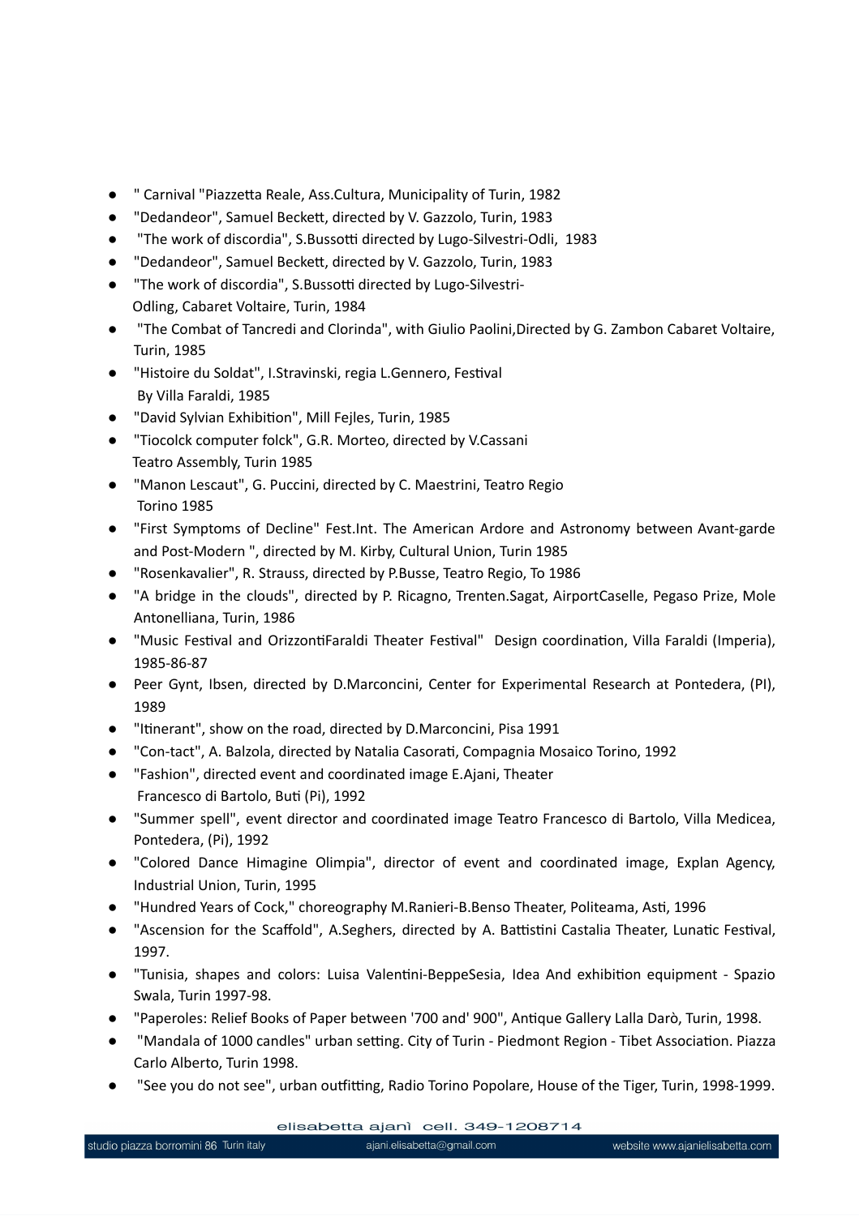- " Carnival "Piazzetta Reale, Ass.Cultura, Municipality of Turin, 1982
- "Dedandeor", Samuel Beckett, directed by V. Gazzolo, Turin, 1983
- "The work of discordia", S.Bussotti directed by Lugo-Silvestri-Odli, 1983
- "Dedandeor", Samuel Beckett, directed by V. Gazzolo, Turin, 1983
- "The work of discordia", S.Bussotti directed by Lugo-Silvestri-Odling, Cabaret Voltaire, Turin, 1984
- "The Combat of Tancredi and Clorinda", with Giulio Paolini,Directed by G. Zambon Cabaret Voltaire, Turin, 1985
- "Histoire du Soldat", I.Stravinski, regia L.Gennero, Festival By Villa Faraldi, 1985
- "David Sylvian Exhibition", Mill Fejles, Turin, 1985
- "Tiocolck computer folck", G.R. Morteo, directed by V.Cassani Teatro Assembly, Turin 1985
- "Manon Lescaut", G. Puccini, directed by C. Maestrini, Teatro Regio Torino 1985
- "First Symptoms of Decline" Fest.Int. The American Ardore and Astronomy between Avant-garde and Post-Modern ", directed by M. Kirby, Cultural Union, Turin 1985
- "Rosenkavalier", R. Strauss, directed by P.Busse, Teatro Regio, To 1986
- "A bridge in the clouds", directed by P. Ricagno, Trenten.Sagat, AirportCaselle, Pegaso Prize, Mole Antonelliana, Turin, 1986
- "Music Festival and OrizzontiFaraldi Theater Festival" Design coordination, Villa Faraldi (Imperia), 1985-86-87
- Peer Gynt, Ibsen, directed by D.Marconcini, Center for Experimental Research at Pontedera, (PI), 1989
- "Itinerant", show on the road, directed by D.Marconcini, Pisa 1991
- "Con-tact", A. Balzola, directed by Natalia Casorati, Compagnia Mosaico Torino, 1992
- "Fashion", directed event and coordinated image E.Ajani, Theater Francesco di Bartolo, Buti (Pi), 1992
- "Summer spell", event director and coordinated image Teatro Francesco di Bartolo, Villa Medicea, Pontedera, (Pi), 1992
- "Colored Dance Himagine Olimpia", director of event and coordinated image, Explan Agency, Industrial Union, Turin, 1995
- "Hundred Years of Cock," choreography M.Ranieri-B.Benso Theater, Politeama, Asti, 1996
- "Ascension for the Scaffold", A.Seghers, directed by A. Battistini Castalia Theater, Lunatic Festival, 1997.
- "Tunisia, shapes and colors: Luisa Valentini-BeppeSesia, Idea And exhibition equipment - Spazio Swala, Turin 1997-98.
- "Paperoles: Relief Books of Paper between '700 and' 900", Antique Gallery Lalla Darò, Turin, 1998.
- "Mandala of 1000 candles" urban setting. City of Turin - Piedmont Region - Tibet Association. Piazza Carlo Alberto, Turin 1998.
- "See you do not see", urban outfitting, Radio Torino Popolare, House of the Tiger, Turin, 1998-1999.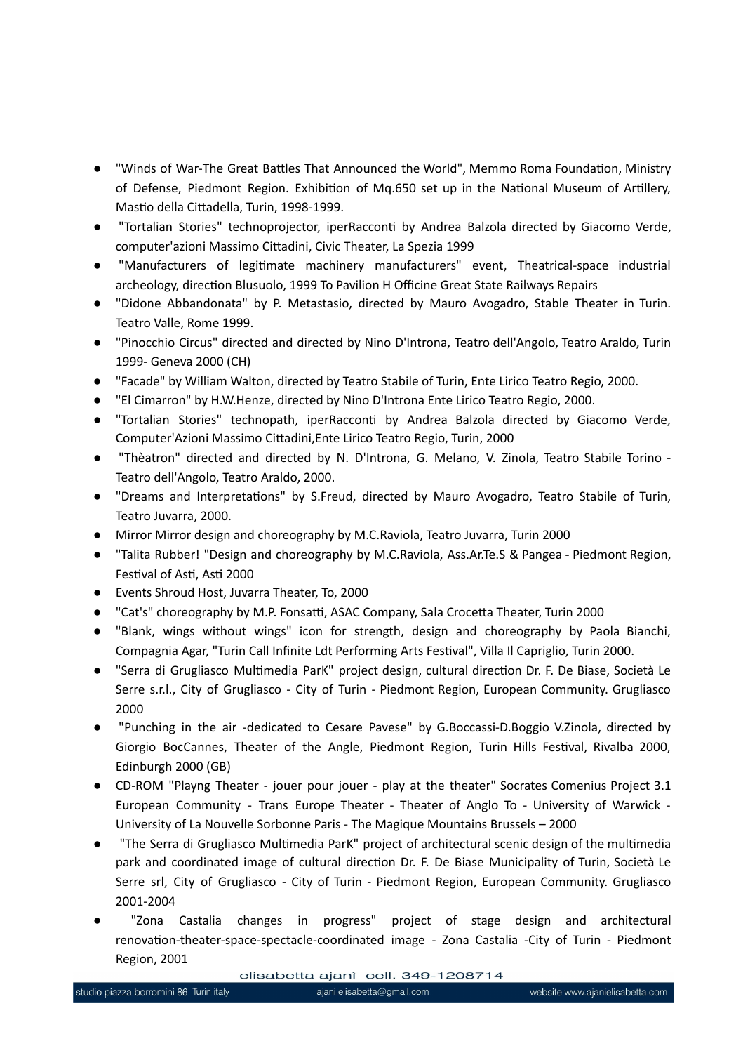- "Winds of War-The Great Battles That Announced the World", Memmo Roma Foundation, Ministry of Defense, Piedmont Region. Exhibition of Mq.650 set up in the National Museum of Artillery, Mastio della Cittadella, Turin, 1998-1999.
- "Tortalian Stories" technoprojector, iperRacconti by Andrea Balzola directed by Giacomo Verde, computer'azioni Massimo Cittadini, Civic Theater, La Spezia 1999
- "Manufacturers of legitimate machinery manufacturers" event, Theatrical-space industrial archeology, direction Blusuolo, 1999 To Pavilion H Officine Great State Railways Repairs
- "Didone Abbandonata" by P. Metastasio, directed by Mauro Avogadro, Stable Theater in Turin. Teatro Valle, Rome 1999.
- "Pinocchio Circus" directed and directed by Nino D'Introna, Teatro dell'Angolo, Teatro Araldo, Turin 1999- Geneva 2000 (CH)
- "Facade" by William Walton, directed by Teatro Stabile of Turin, Ente Lirico Teatro Regio, 2000.
- "El Cimarron" by H.W.Henze, directed by Nino D'Introna Ente Lirico Teatro Regio, 2000.
- "Tortalian Stories" technopath, iperRacconti by Andrea Balzola directed by Giacomo Verde, Computer'Azioni Massimo Cittadini,Ente Lirico Teatro Regio, Turin, 2000
- "Thèatron" directed and directed by N. D'Introna, G. Melano, V. Zinola, Teatro Stabile Torino - Teatro dell'Angolo, Teatro Araldo, 2000.
- "Dreams and Interpretations" by S.Freud, directed by Mauro Avogadro, Teatro Stabile of Turin, Teatro Juvarra, 2000.
- Mirror Mirror design and choreography by M.C.Raviola, Teatro Juvarra, Turin 2000
- "Talita Rubber! "Design and choreography by M.C.Raviola, Ass.Ar.Te.S & Pangea - Piedmont Region, Festival of Asti, Asti 2000
- Events Shroud Host, Juvarra Theater, To, 2000
- "Cat's" choreography by M.P. Fonsatti, ASAC Company, Sala Crocetta Theater, Turin 2000
- "Blank, wings without wings" icon for strength, design and choreography by Paola Bianchi, Compagnia Agar, "Turin Call Infinite Ldt Performing Arts Festival", Villa Il Capriglio, Turin 2000.
- "Serra di Grugliasco Multimedia ParK" project design, cultural direction Dr. F. De Biase, Società Le Serre s.r.l., City of Grugliasco - City of Turin - Piedmont Region, European Community. Grugliasco 2000
- "Punching in the air -dedicated to Cesare Pavese" by G.Boccassi-D.Boggio V.Zinola, directed by Giorgio BocCannes, Theater of the Angle, Piedmont Region, Turin Hills Festival, Rivalba 2000, Edinburgh 2000 (GB)
- CD-ROM "Playng Theater - jouer pour jouer - play at the theater" Socrates Comenius Project 3.1 European Community - Trans Europe Theater - Theater of Anglo To - University of Warwick - University of La Nouvelle Sorbonne Paris - The Magique Mountains Brussels – 2000
- "The Serra di Grugliasco Multimedia ParK" project of architectural scenic design of the multimedia park and coordinated image of cultural direction Dr. F. De Biase Municipality of Turin, Società Le Serre srl, City of Grugliasco - City of Turin - Piedmont Region, European Community. Grugliasco 2001-2004
- "Zona Castalia changes in progress" project of stage design and architectural renovation-theater-space-spectacle-coordinated image - Zona Castalia -City of Turin - Piedmont Region, 2001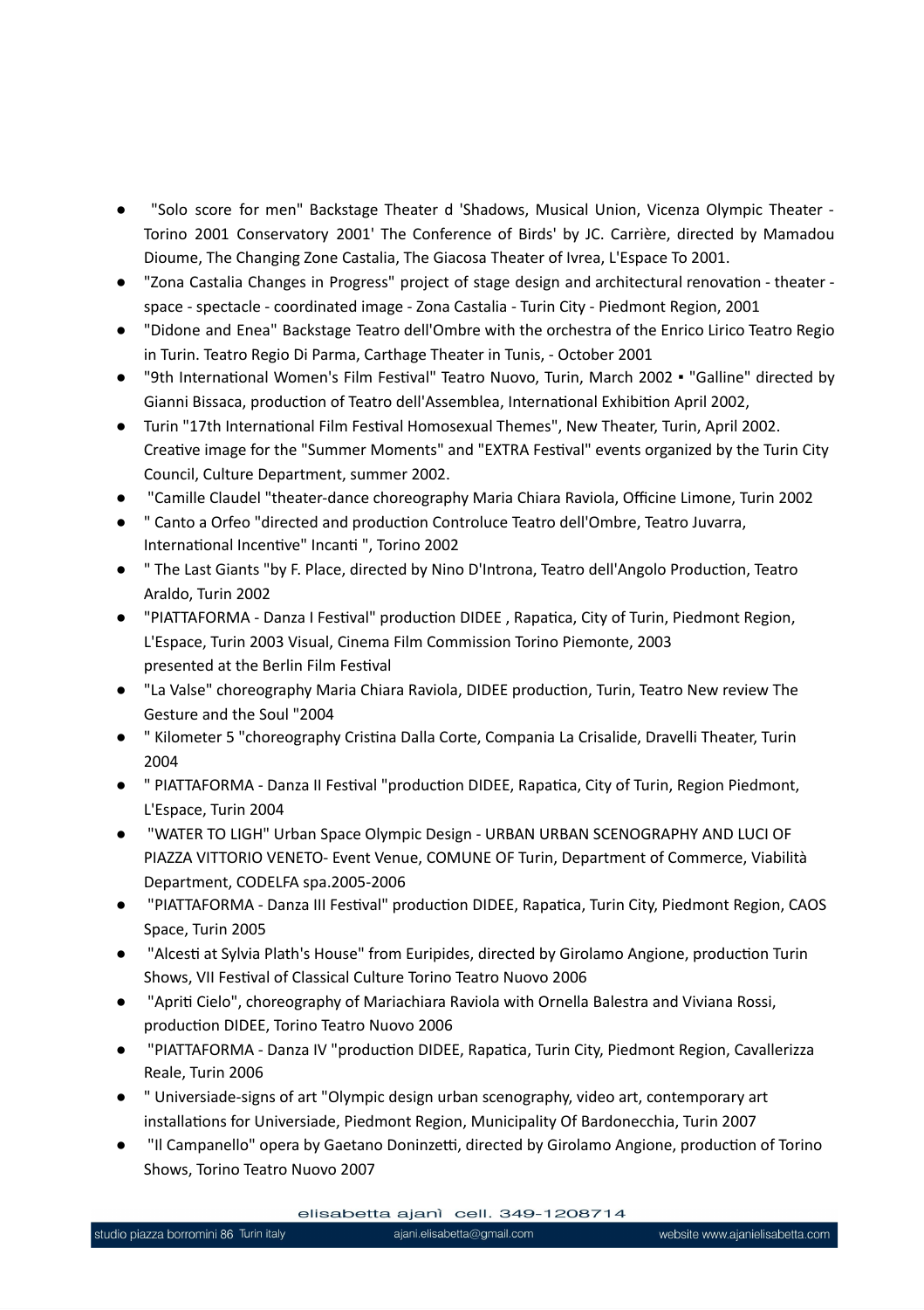- "Solo score for men" Backstage Theater d 'Shadows, Musical Union, Vicenza Olympic Theater - Torino 2001 Conservatory 2001' The Conference of Birds' by JC. Carrière, directed by Mamadou Dioume, The Changing Zone Castalia, The Giacosa Theater of Ivrea, L'Espace To 2001.
- "Zona Castalia Changes in Progress" project of stage design and architectural renovation - theater - space - spectacle - coordinated image - Zona Castalia - Turin City - Piedmont Region, 2001
- "Didone and Enea" Backstage Teatro dell'Ombre with the orchestra of the Enrico Lirico Teatro Regio in Turin. Teatro Regio Di Parma, Carthage Theater in Tunis, - October 2001
- "9th International Women's Film Festival" Teatro Nuovo, Turin, March 2002 ▪ "Galline" directed by Gianni Bissaca, production of Teatro dell'Assemblea, International Exhibition April 2002,
- Turin "17th International Film Festival Homosexual Themes", New Theater, Turin, April 2002. Creative image for the "Summer Moments" and "EXTRA Festival" events organized by the Turin City Council, Culture Department, summer 2002.
- "Camille Claudel "theater-dance choreography Maria Chiara Raviola, Officine Limone, Turin 2002
- " Canto a Orfeo "directed and production Controluce Teatro dell'Ombre, Teatro Juvarra, International Incentive" Incanti ", Torino 2002
- " The Last Giants "by F. Place, directed by Nino D'Introna, Teatro dell'Angolo Production, Teatro Araldo, Turin 2002
- "PIATTAFORMA - Danza I Festival" production DIDEE , Rapatica, City of Turin, Piedmont Region, L'Espace, Turin 2003 Visual, Cinema Film Commission Torino Piemonte, 2003
  presented at the Berlin Film Festival
- "La Valse" choreography Maria Chiara Raviola, DIDEE production, Turin, Teatro New review The Gesture and the Soul "2004
- " Kilometer 5 "choreography Cristina Dalla Corte, Compania La Crisalide, Dravelli Theater, Turin 2004
- " PIATTAFORMA - Danza II Festival "production DIDEE, Rapatica, City of Turin, Region Piedmont, L'Espace, Turin 2004
- "WATER TO LIGH" Urban Space Olympic Design - URBAN URBAN SCENOGRAPHY AND LUCI OF PIAZZA VITTORIO VENETO- Event Venue, COMUNE OF Turin, Department of Commerce, Viabilità Department, CODELFA spa.2005-2006
- "PIATTAFORMA - Danza III Festival" production DIDEE, Rapatica, Turin City, Piedmont Region, CAOS Space, Turin 2005
- "Alcesti at Sylvia Plath's House" from Euripides, directed by Girolamo Angione, production Turin Shows, VII Festival of Classical Culture Torino Teatro Nuovo 2006
- "Apriti Cielo", choreography of Mariachiara Raviola with Ornella Balestra and Viviana Rossi, production DIDEE, Torino Teatro Nuovo 2006
- "PIATTAFORMA - Danza IV "production DIDEE, Rapatica, Turin City, Piedmont Region, Cavallerizza Reale, Turin 2006
- " Universiade-signs of art "Olympic design urban scenography, video art, contemporary art installations for Universiade, Piedmont Region, Municipality Of Bardonecchia, Turin 2007
- "Il Campanello" opera by Gaetano Doninzetti, directed by Girolamo Angione, production of Torino Shows, Torino Teatro Nuovo 2007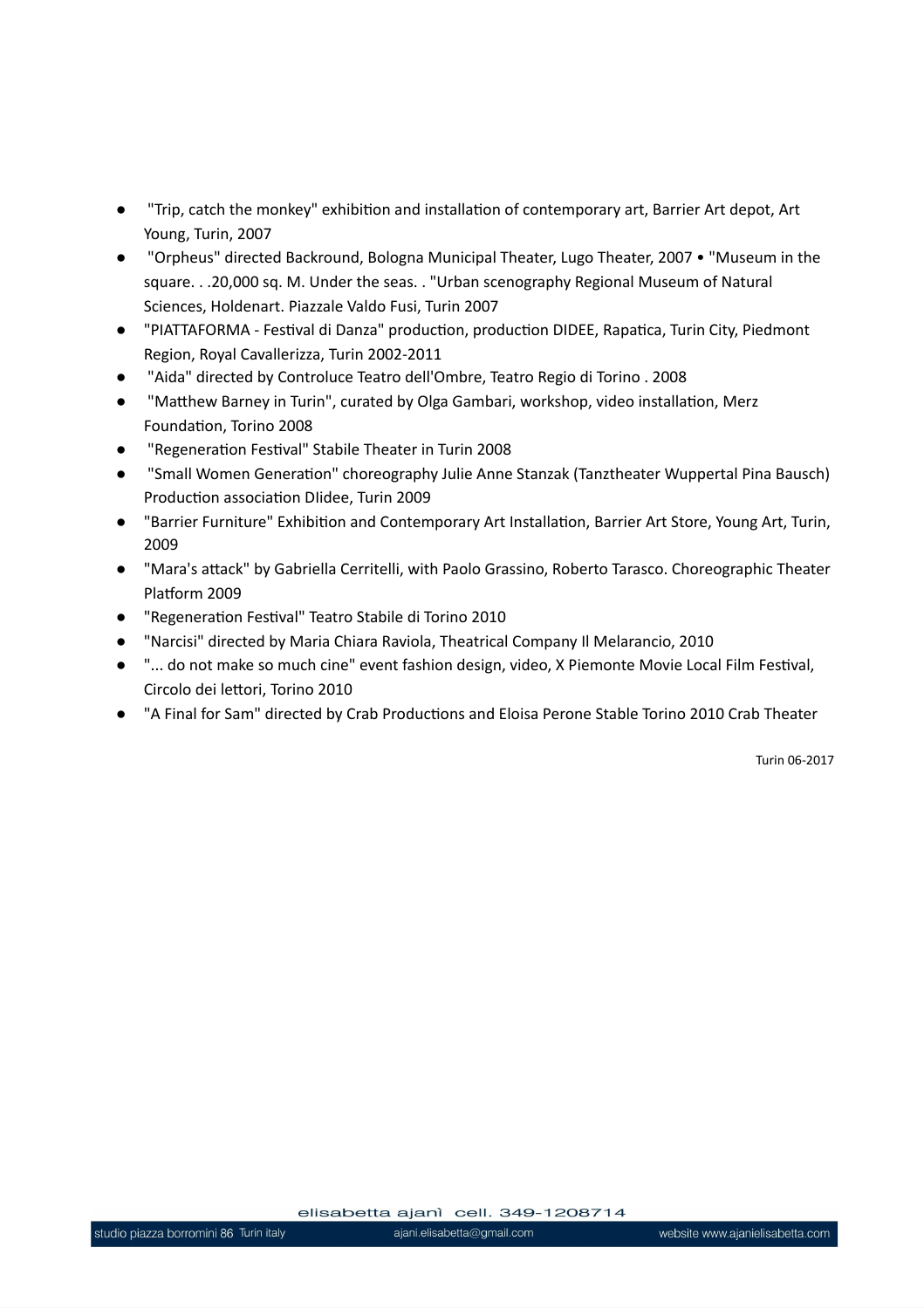- "Trip, catch the monkey" exhibition and installation of contemporary art, Barrier Art depot, Art Young, Turin, 2007
- "Orpheus" directed Backround, Bologna Municipal Theater, Lugo Theater, 2007 • "Museum in the square. . .20,000 sq. M. Under the seas. . "Urban scenography Regional Museum of Natural Sciences, Holdenart. Piazzale Valdo Fusi, Turin 2007
- "PIATTAFORMA - Festival di Danza" production, production DIDEE, Rapatica, Turin City, Piedmont Region, Royal Cavallerizza, Turin 2002-2011
- "Aida" directed by Controluce Teatro dell'Ombre, Teatro Regio di Torino . 2008
- "Matthew Barney in Turin", curated by Olga Gambari, workshop, video installation, Merz Foundation, Torino 2008
- "Regeneration Festival" Stabile Theater in Turin 2008
- "Small Women Generation" choreography Julie Anne Stanzak (Tanztheater Wuppertal Pina Bausch) Production association DIidee, Turin 2009
- "Barrier Furniture" Exhibition and Contemporary Art Installation, Barrier Art Store, Young Art, Turin, 2009
- "Mara's attack" by Gabriella Cerritelli, with Paolo Grassino, Roberto Tarasco. Choreographic Theater Platform 2009
- "Regeneration Festival" Teatro Stabile di Torino 2010
- "Narcisi" directed by Maria Chiara Raviola, Theatrical Company Il Melarancio, 2010
- "... do not make so much cine" event fashion design, video, X Piemonte Movie Local Film Festival, Circolo dei lettori, Torino 2010
- "A Final for Sam" directed by Crab Productions and Eloisa Perone Stable Torino 2010 Crab Theater

Turin 06-2017

elisabetta ajanì cell. 349-1208714

studio piazza borromini 86 Turin italy ajani.elisabetta@gmail.com website www.ajanielisabetta.com